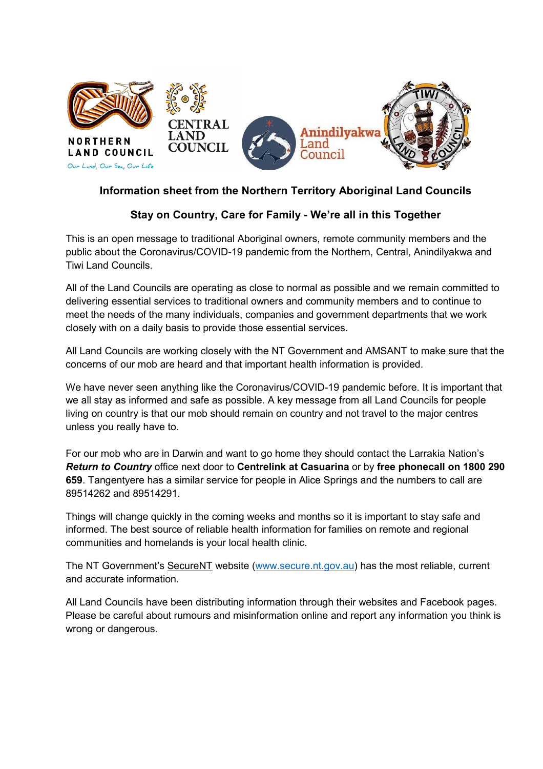NORTHERN LAND COUNCIL
Our Land, Our Sea, Our Life

CENTRAL LAND COUNCIL

Anindilyakwa Land Council

TIWI LAND COUNCIL

## Information sheet from the Northern Territory Aboriginal Land Councils

## Stay on Country, Care for Family - We're all in this Together

This is an open message to traditional Aboriginal owners, remote community members and the public about the Coronavirus/COVID-19 pandemic from the Northern, Central, Anindilyakwa and Tiwi Land Councils.

All of the Land Councils are operating as close to normal as possible and we remain committed to delivering essential services to traditional owners and community members and to continue to meet the needs of the many individuals, companies and government departments that we work closely with on a daily basis to provide those essential services.

All Land Councils are working closely with the NT Government and AMSANT to make sure that the concerns of our mob are heard and that important health information is provided.

We have never seen anything like the Coronavirus/COVID-19 pandemic before. It is important that we all stay as informed and safe as possible. A key message from all Land Councils for people living on country is that our mob should remain on country and not travel to the major centres unless you really have to.

For our mob who are in Darwin and want to go home they should contact the Larrakia Nation's ***Return to Country*** office next door to **Centrelink at Casuarina** or by **free phonecall on 1800 290 659**. Tangentyere has a similar service for people in Alice Springs and the numbers to call are 89514262 and 89514291.

Things will change quickly in the coming weeks and months so it is important to stay safe and informed. The best source of reliable health information for families on remote and regional communities and homelands is your local health clinic.

The NT Government's SecureNT website (www.secure.nt.gov.au) has the most reliable, current and accurate information.

All Land Councils have been distributing information through their websites and Facebook pages. Please be careful about rumours and misinformation online and report any information you think is wrong or dangerous.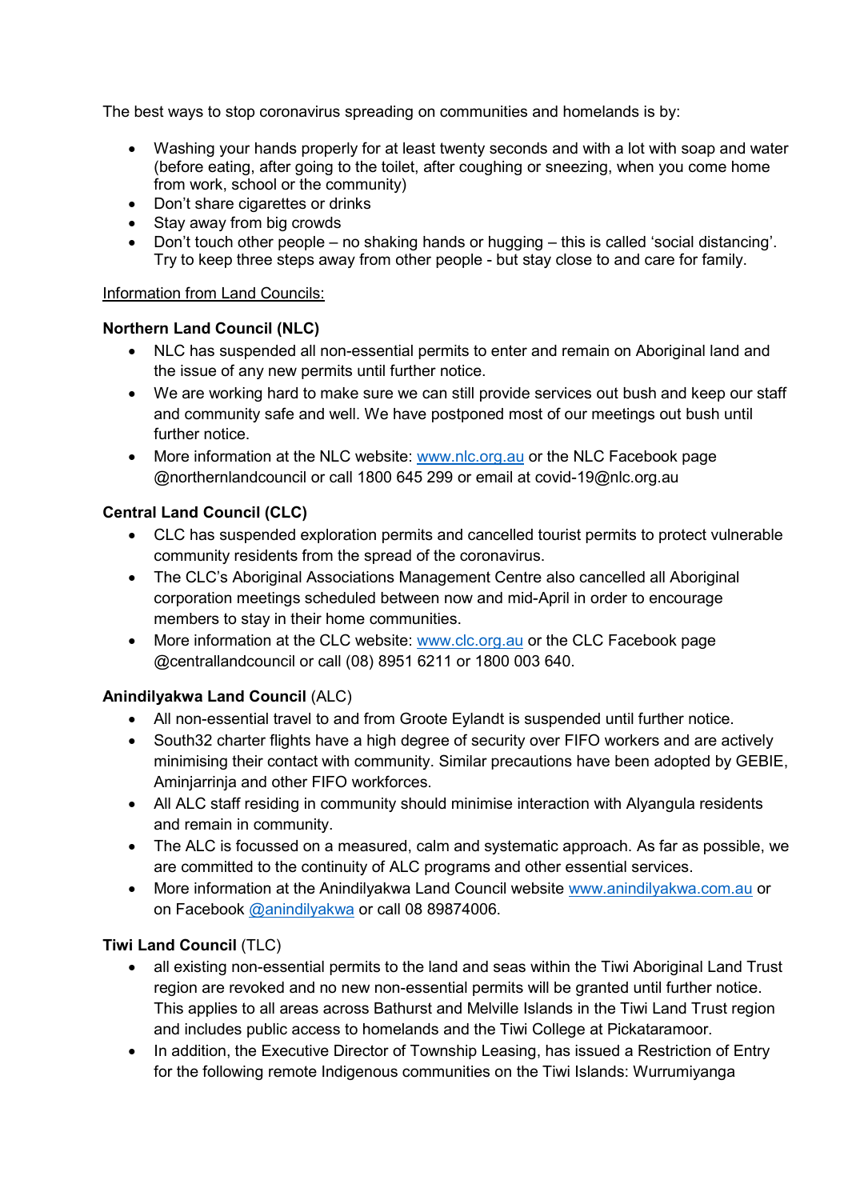The best ways to stop coronavirus spreading on communities and homelands is by:

- Washing your hands properly for at least twenty seconds and with a lot with soap and water (before eating, after going to the toilet, after coughing or sneezing, when you come home from work, school or the community)
- Don't share cigarettes or drinks
- Stay away from big crowds
- Don't touch other people – no shaking hands or hugging – this is called 'social distancing'. Try to keep three steps away from other people - but stay close to and care for family.

<u>Information from Land Councils:</u>

**Northern Land Council (NLC)**

- NLC has suspended all non-essential permits to enter and remain on Aboriginal land and the issue of any new permits until further notice.
- We are working hard to make sure we can still provide services out bush and keep our staff and community safe and well. We have postponed most of our meetings out bush until further notice.
- More information at the NLC website: [www.nlc.org.au](http://www.nlc.org.au) or the NLC Facebook page @northernlandcouncil or call 1800 645 299 or email at covid-19@nlc.org.au

**Central Land Council (CLC)**

- CLC has suspended exploration permits and cancelled tourist permits to protect vulnerable community residents from the spread of the coronavirus.
- The CLC's Aboriginal Associations Management Centre also cancelled all Aboriginal corporation meetings scheduled between now and mid-April in order to encourage members to stay in their home communities.
- More information at the CLC website: [www.clc.org.au](http://www.clc.org.au) or the CLC Facebook page @centrallandcouncil or call (08) 8951 6211 or 1800 003 640.

**Anindilyakwa Land Council** (ALC)

- All non-essential travel to and from Groote Eylandt is suspended until further notice.
- South32 charter flights have a high degree of security over FIFO workers and are actively minimising their contact with community. Similar precautions have been adopted by GEBIE, Aminjarrinja and other FIFO workforces.
- All ALC staff residing in community should minimise interaction with Alyangula residents and remain in community.
- The ALC is focussed on a measured, calm and systematic approach. As far as possible, we are committed to the continuity of ALC programs and other essential services.
- More information at the Anindilyakwa Land Council website [www.anindilyakwa.com.au](http://www.anindilyakwa.com.au) or on Facebook @anindilyakwa or call 08 89874006.

**Tiwi Land Council** (TLC)

- all existing non-essential permits to the land and seas within the Tiwi Aboriginal Land Trust region are revoked and no new non-essential permits will be granted until further notice. This applies to all areas across Bathurst and Melville Islands in the Tiwi Land Trust region and includes public access to homelands and the Tiwi College at Pickataramoor.
- In addition, the Executive Director of Township Leasing, has issued a Restriction of Entry for the following remote Indigenous communities on the Tiwi Islands: Wurrumiyanga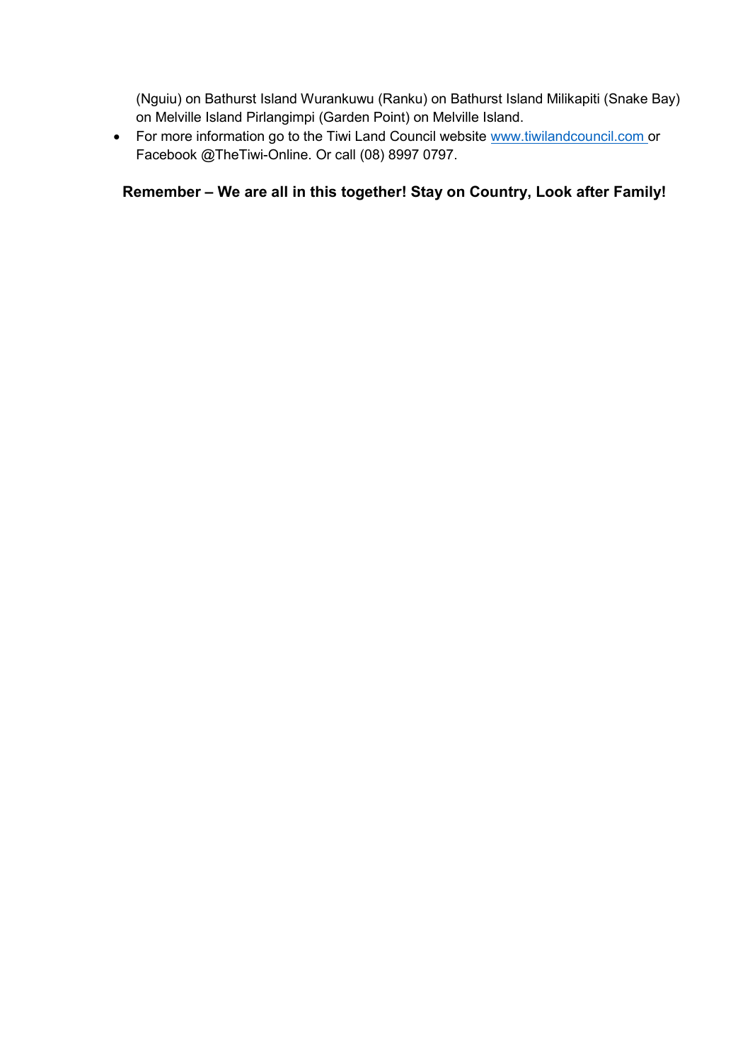(Nguiu) on Bathurst Island Wurankuwu (Ranku) on Bathurst Island Milikapiti (Snake Bay) on Melville Island Pirlangimpi (Garden Point) on Melville Island.

- For more information go to the Tiwi Land Council website [www.tiwilandcouncil.com](http://www.tiwilandcouncil.com) or Facebook @TheTiwi-Online. Or call (08) 8997 0797.

**Remember – We are all in this together! Stay on Country, Look after Family!**